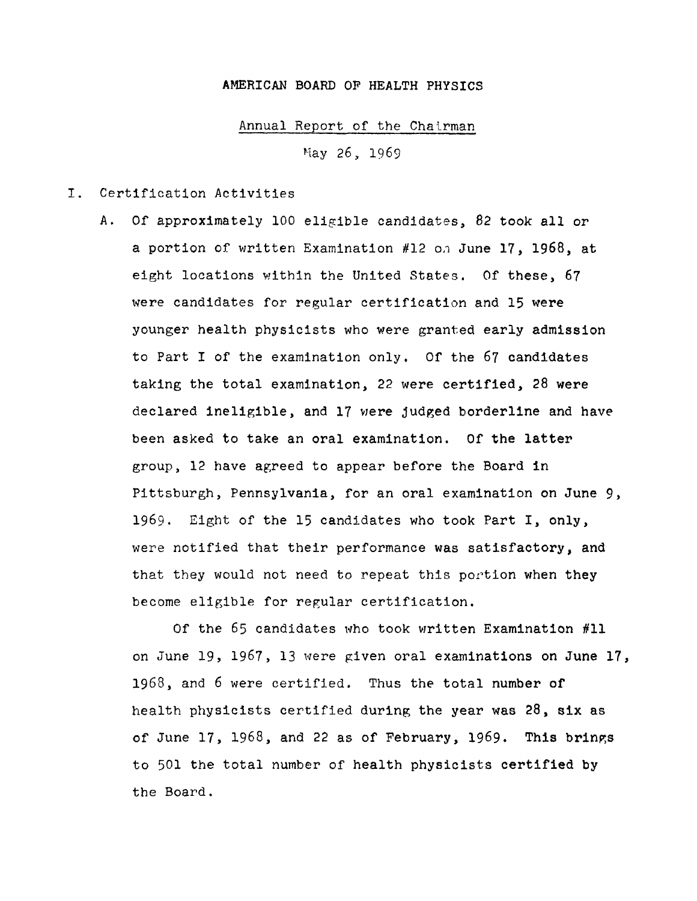# AMERICAN BOARD OF HEALTH PHYSICS

Annual Report of the Chairman

May 26, 1969

I. Certification Activities

A. Of approximately 100 eligible candidates, 82 took all or a portion of written Examination #12 on June 17, 1968, at eight locations within the United States. Of these, 67 were candidates for regular certification and 15 were younger health physicists who were granted early admission to Part I of the examination only. Of the 67 candidates taking the total examination, 22 were certified, 28 were declared ineligible, and 17 were judged borderline and have been asked to take an oral examination. Of the latter group, 12 have agreed to appear before the Board in Pittsburgh, Pennsylvania, for an oral examination on June 9, 1969. Eight of the 15 candidates who took Part I, only, were notified that their performance was satisfactory, and that they would not need to repeat this portion when they become eligible for regular certification.

Of the 65 candidates who took written Examination #11 on June 19, 1967, 13 were given oral examinations on June 17, 1968, and 6 were certified. Thus the total number of health physicists certified during the year was 28, six as of June 17, 1968, and 22 as of February, 1969. This brings to 501 the total number of health physicists certified by the Board.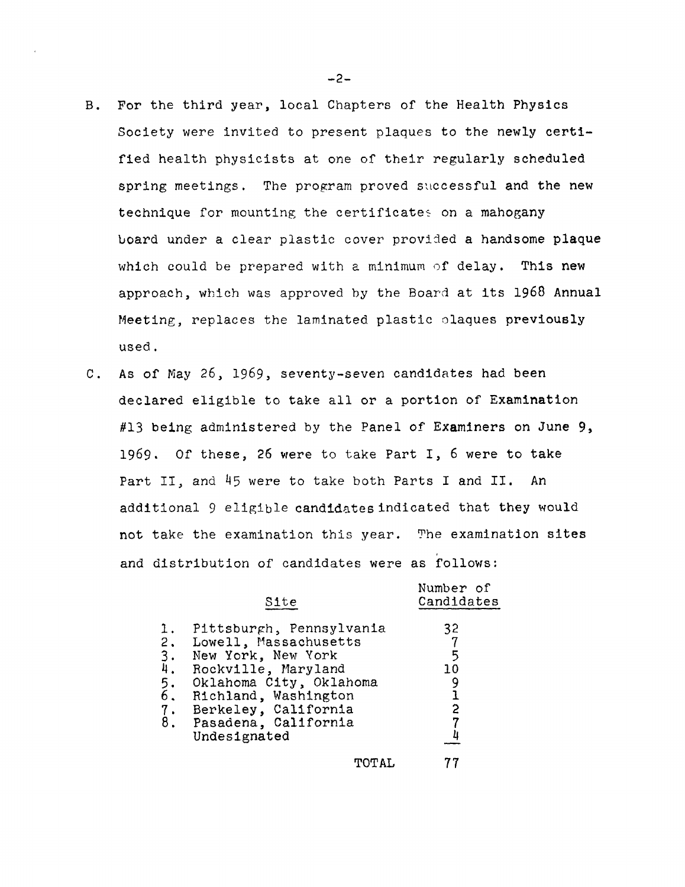B. For the third year, local Chapters of the Health Physics Society were invited to present plaques to the newly certified health physicists at one of their regularly scheduled spring meetings. The program proved successful and the new technique for mounting the certificates on a mahogany board under a clear plastic cover provided a handsome plaque which could be prepared with a minimum of delay. This new approach, which was approved by the Board at its 1968 Annual Meeting, replaces the laminated plastic plaques previously used.

C. As of May 26, 1969, seventy-seven candidates had been declared eligible to take all or a portion of Examination #13 being administered by the Panel of Examiners on June 9, 1969. Of these, 26 were to take Part I, 6 were to take Part II, and 45 were to take both Parts I and II. An additional 9 eligible candidates indicated that they would not take the examination this year. The examination sites and distribution of candidates were as follows:

| | Site | Number of Candidates |
|---|---|---|
| 1. | Pittsburgh, Pennsylvania | 32 |
| 2. | Lowell, Massachusetts | 7 |
| 3. | New York, New York | 5 |
| 4. | Rockville, Maryland | 10 |
| 5. | Oklahoma City, Oklahoma | 9 |
| 6. | Richland, Washington | 1 |
| 7. | Berkeley, California | 2 |
| 8. | Pasadena, California | 7 |
| | Undesignated | 4 |
| | TOTAL | 77 |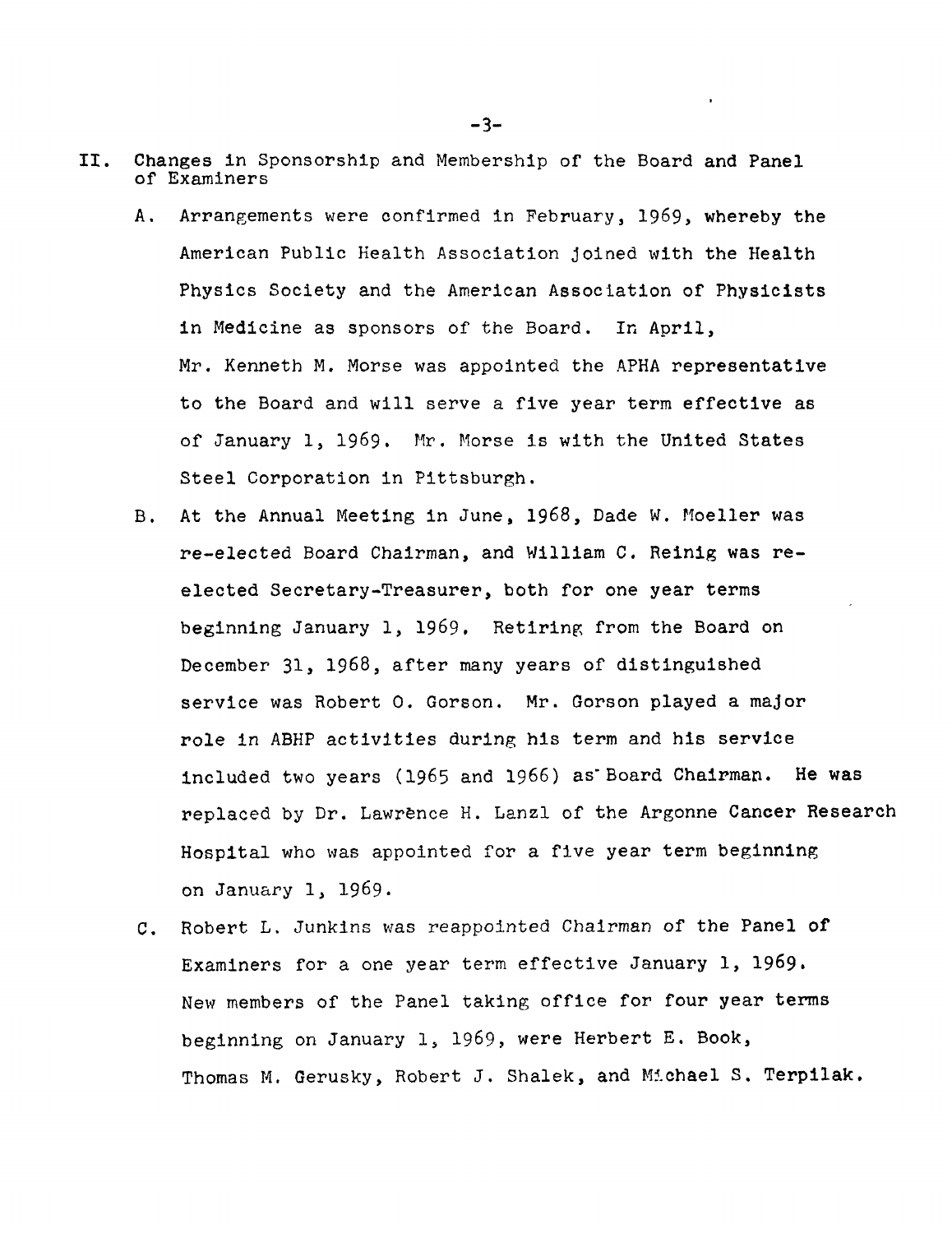## II. Changes in Sponsorship and Membership of the Board and Panel of Examiners

A. Arrangements were confirmed in February, 1969, whereby the American Public Health Association joined with the Health Physics Society and the American Association of Physicists in Medicine as sponsors of the Board. In April, Mr. Kenneth M. Morse was appointed the APHA representative to the Board and will serve a five year term effective as of January 1, 1969. Mr. Morse is with the United States Steel Corporation in Pittsburgh.

B. At the Annual Meeting in June, 1968, Dade W. Moeller was re-elected Board Chairman, and William C. Reinig was re-elected Secretary-Treasurer, both for one year terms beginning January 1, 1969. Retiring from the Board on December 31, 1968, after many years of distinguished service was Robert O. Gorson. Mr. Gorson played a major role in ABHP activities during his term and his service included two years (1965 and 1966) as Board Chairman. He was replaced by Dr. Lawrence H. Lanzl of the Argonne Cancer Research Hospital who was appointed for a five year term beginning on January 1, 1969.

C. Robert L. Junkins was reappointed Chairman of the Panel of Examiners for a one year term effective January 1, 1969. New members of the Panel taking office for four year terms beginning on January 1, 1969, were Herbert E. Book, Thomas M. Gerusky, Robert J. Shalek, and Michael S. Terpilak.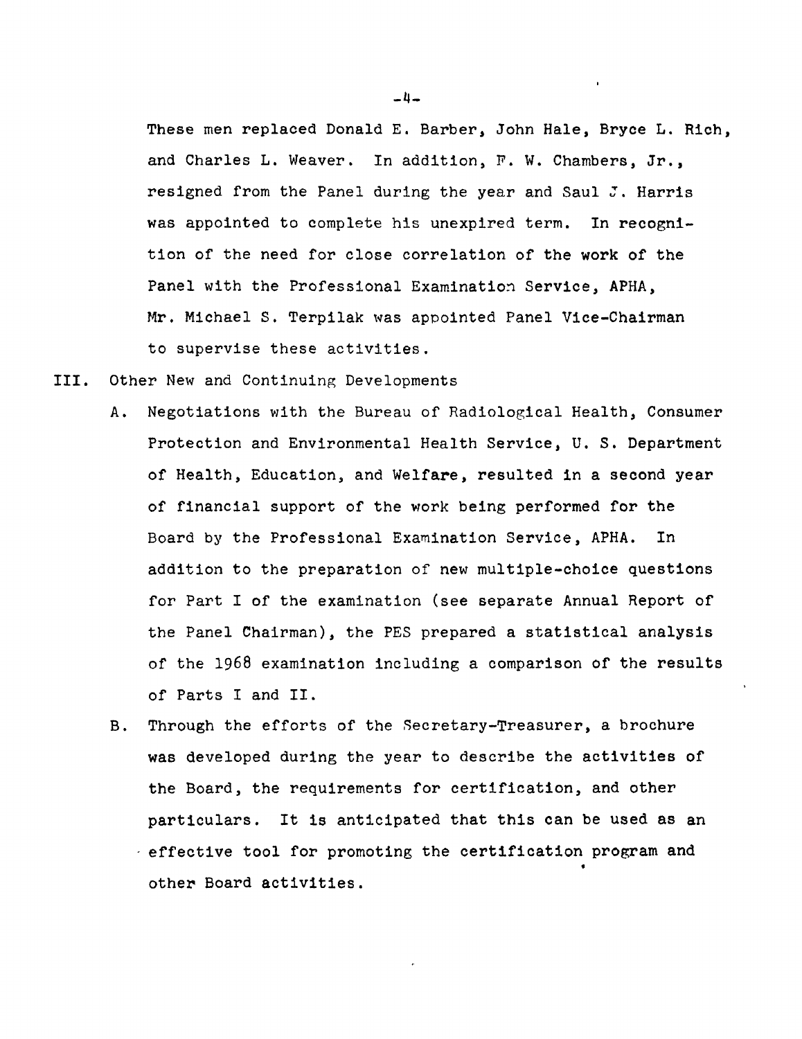These men replaced Donald E. Barber, John Hale, Bryce L. Rich, and Charles L. Weaver. In addition, F. W. Chambers, Jr., resigned from the Panel during the year and Saul J. Harris was appointed to complete his unexpired term. In recognition of the need for close correlation of the work of the Panel with the Professional Examination Service, APHA, Mr. Michael S. Terpilak was appointed Panel Vice-Chairman to supervise these activities.

III. Other New and Continuing Developments

A. Negotiations with the Bureau of Radiological Health, Consumer Protection and Environmental Health Service, U. S. Department of Health, Education, and Welfare, resulted in a second year of financial support of the work being performed for the Board by the Professional Examination Service, APHA. In addition to the preparation of new multiple-choice questions for Part I of the examination (see separate Annual Report of the Panel Chairman), the PES prepared a statistical analysis of the 1968 examination including a comparison of the results of Parts I and II.

B. Through the efforts of the Secretary-Treasurer, a brochure was developed during the year to describe the activities of the Board, the requirements for certification, and other particulars. It is anticipated that this can be used as an effective tool for promoting the certification program and other Board activities.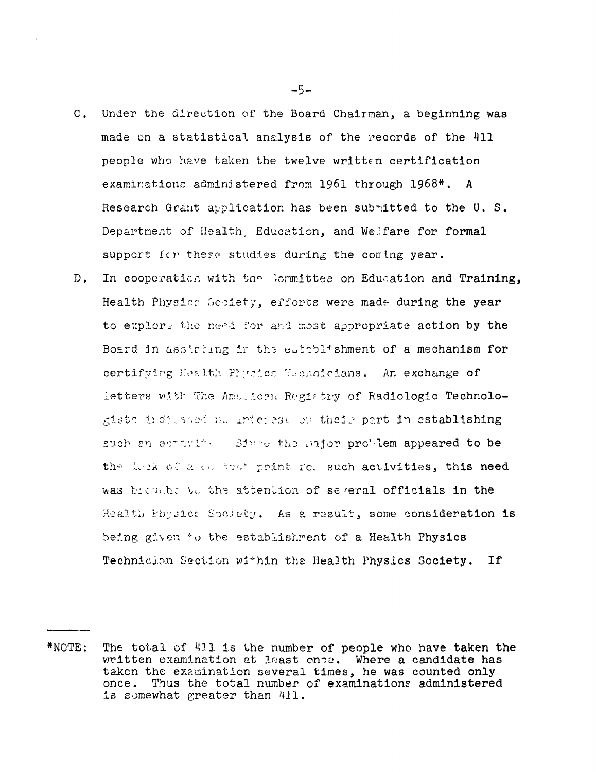C. Under the direction of the Board Chairman, a beginning was made on a statistical analysis of the records of the 411 people who have taken the twelve written certification examinations administered from 1961 through 1968*. A Research Grant application has been submitted to the U. S. Department of Health, Education, and Welfare for formal support for these studies during the coming year.

D. In cooperation with the Committee on Education and Training, Health Physics Society, efforts were made during the year to explore the need for and most appropriate action by the Board in assisting in the establishment of a mechanism for certifying Health Physics Technicians. An exchange of letters with The American Registry of Radiologic Technologists indicated no interest on their part in establishing such an activity. Since the major problem appeared to be the lack of a focal point for such activities, this need was brought to the attention of several officials in the Health Physics Society. As a result, some consideration is being given to the establishment of a Health Physics Technician Section within the Health Physics Society. If

---

*NOTE: The total of 411 is the number of people who have taken the written examination at least once. Where a candidate has taken the examination several times, he was counted only once. Thus the total number of examinations administered is somewhat greater than 411.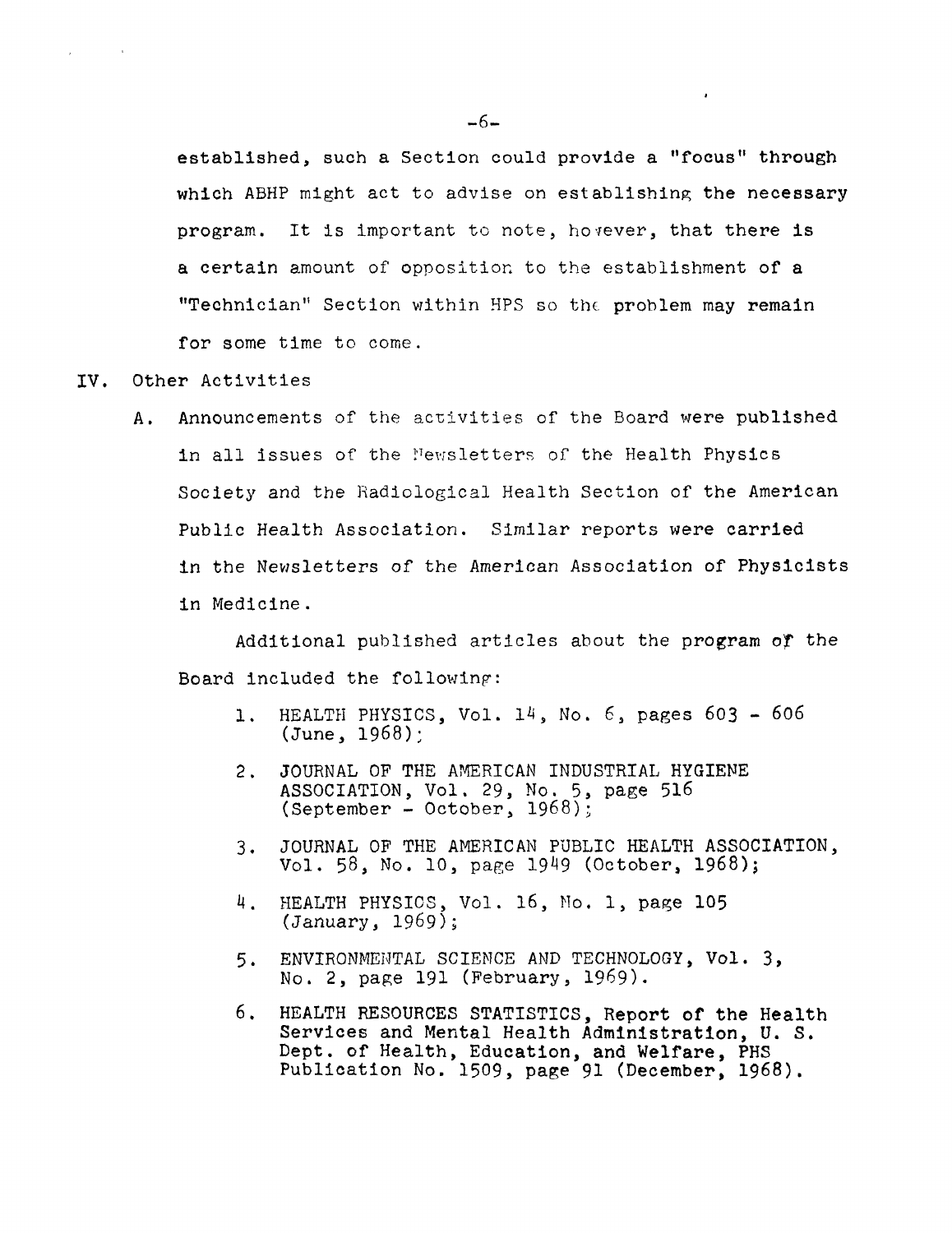established, such a Section could provide a "focus" through which ABHP might act to advise on establishing the necessary program. It is important to note, however, that there is a certain amount of opposition to the establishment of a "Technician" Section within HPS so the problem may remain for some time to come.

## IV. Other Activities

A. Announcements of the activities of the Board were published in all issues of the Newsletters of the Health Physics Society and the Radiological Health Section of the American Public Health Association. Similar reports were carried in the Newsletters of the American Association of Physicists in Medicine.

Additional published articles about the program of the Board included the following:

1. HEALTH PHYSICS, Vol. 14, No. 6, pages 603 - 606 (June, 1968);
2. JOURNAL OF THE AMERICAN INDUSTRIAL HYGIENE ASSOCIATION, Vol. 29, No. 5, page 516 (September - October, 1968);
3. JOURNAL OF THE AMERICAN PUBLIC HEALTH ASSOCIATION, Vol. 58, No. 10, page 1949 (October, 1968);
4. HEALTH PHYSICS, Vol. 16, No. 1, page 105 (January, 1969);
5. ENVIRONMENTAL SCIENCE AND TECHNOLOGY, Vol. 3, No. 2, page 191 (February, 1969).
6. HEALTH RESOURCES STATISTICS, Report of the Health Services and Mental Health Administration, U. S. Dept. of Health, Education, and Welfare, PHS Publication No. 1509, page 91 (December, 1968).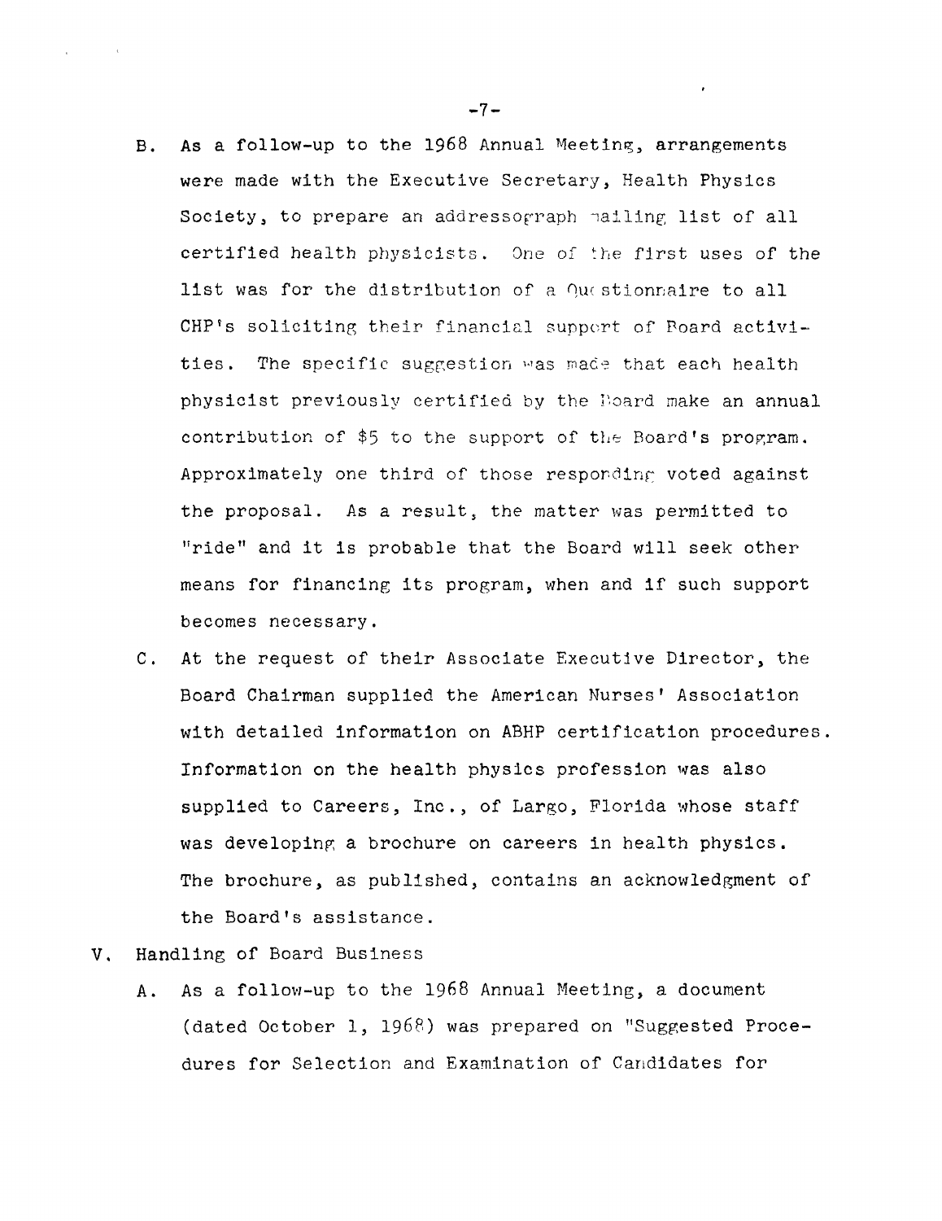B. As a follow-up to the 1968 Annual Meeting, arrangements were made with the Executive Secretary, Health Physics Society, to prepare an addressograph mailing list of all certified health physicists. One of the first uses of the list was for the distribution of a Questionnaire to all CHP's soliciting their financial support of Board activities. The specific suggestion was made that each health physicist previously certified by the Board make an annual contribution of $5 to the support of the Board's program. Approximately one third of those responding voted against the proposal. As a result, the matter was permitted to "ride" and it is probable that the Board will seek other means for financing its program, when and if such support becomes necessary.

C. At the request of their Associate Executive Director, the Board Chairman supplied the American Nurses' Association with detailed information on ABHP certification procedures. Information on the health physics profession was also supplied to Careers, Inc., of Largo, Florida whose staff was developing a brochure on careers in health physics. The brochure, as published, contains an acknowledgment of the Board's assistance.

V. Handling of Board Business

A. As a follow-up to the 1968 Annual Meeting, a document (dated October 1, 1968) was prepared on "Suggested Procedures for Selection and Examination of Candidates for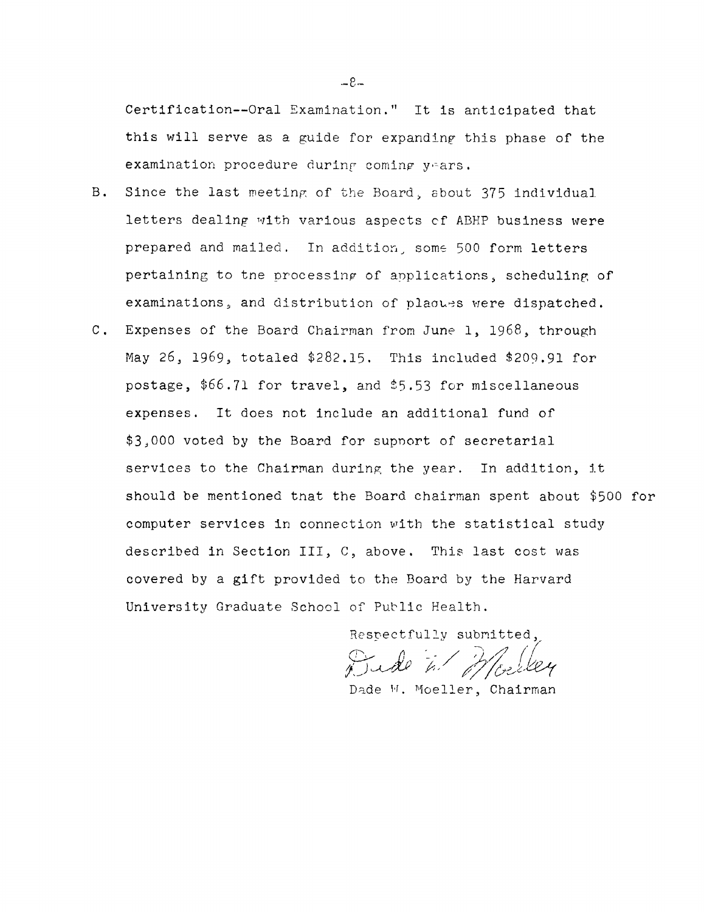Certification--Oral Examination." It is anticipated that this will serve as a guide for expanding this phase of the examination procedure during coming years.

B. Since the last meeting of the Board, about 375 individual letters dealing with various aspects of ABHP business were prepared and mailed. In addition, some 500 form letters pertaining to the processing of applications, scheduling of examinations, and distribution of plaques were dispatched.

C. Expenses of the Board Chairman from June 1, 1968, through May 26, 1969, totaled $282.15. This included $209.91 for postage, $66.71 for travel, and $5.53 for miscellaneous expenses. It does not include an additional fund of $3,000 voted by the Board for support of secretarial services to the Chairman during the year. In addition, it should be mentioned that the Board chairman spent about $500 for computer services in connection with the statistical study described in Section III, C, above. This last cost was covered by a gift provided to the Board by the Harvard University Graduate School of Public Health.

Respectfully submitted,

Dade W. Moeller, Chairman